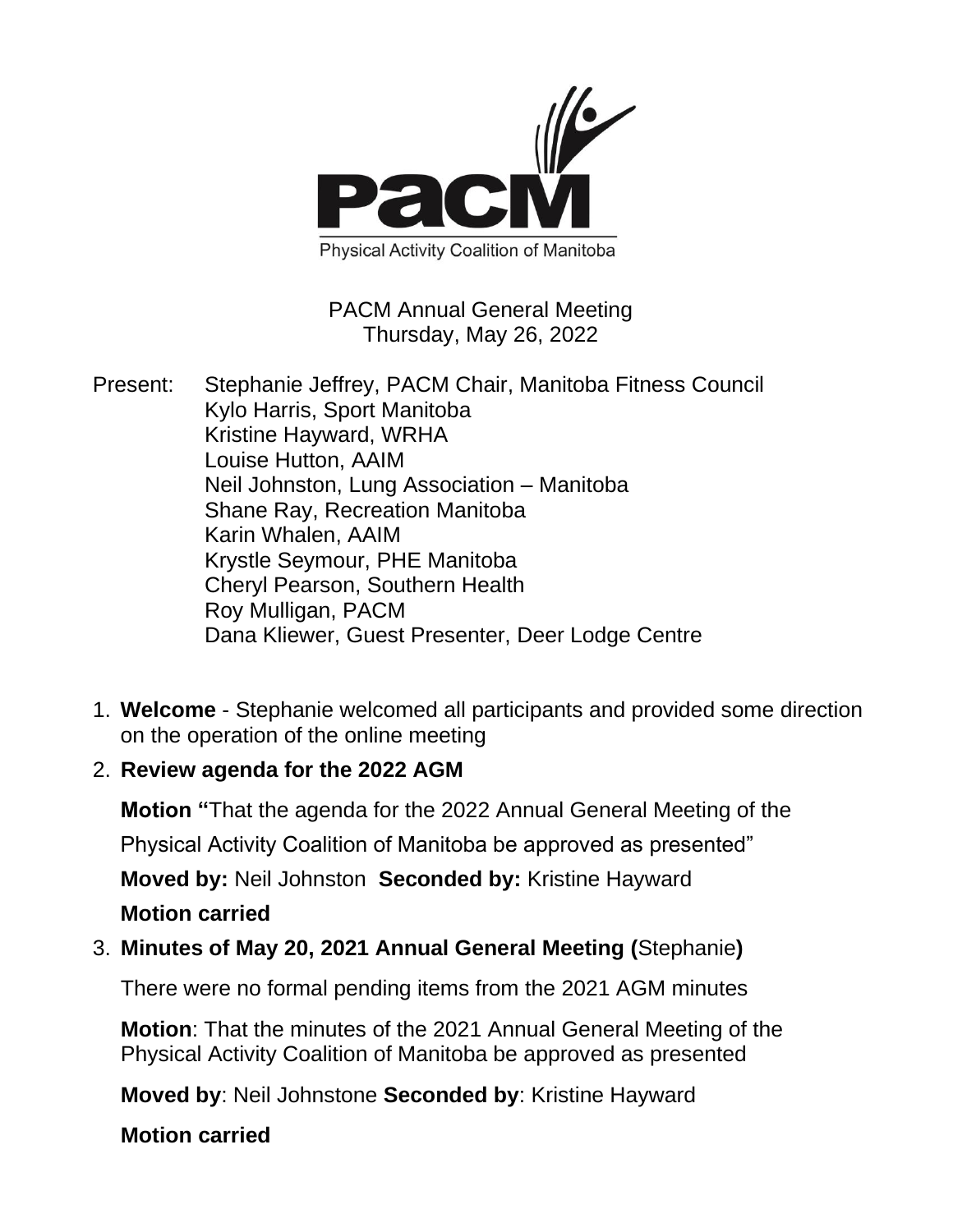Physical Activity Coalition of Manitoba

PACM Annual General Meeting
Thursday, May 26, 2022

Present: Stephanie Jeffrey, PACM Chair, Manitoba Fitness Council
Kylo Harris, Sport Manitoba
Kristine Hayward, WRHA
Louise Hutton, AAIM
Neil Johnston, Lung Association – Manitoba
Shane Ray, Recreation Manitoba
Karin Whalen, AAIM
Krystle Seymour, PHE Manitoba
Cheryl Pearson, Southern Health
Roy Mulligan, PACM
Dana Kliewer, Guest Presenter, Deer Lodge Centre

1. **Welcome** - Stephanie welcomed all participants and provided some direction on the operation of the online meeting

2. **Review agenda for the 2022 AGM**

   **Motion "**That the agenda for the 2022 Annual General Meeting of the Physical Activity Coalition of Manitoba be approved as presented"

   **Moved by:** Neil Johnston **Seconded by:** Kristine Hayward

   **Motion carried**

3. **Minutes of May 20, 2021 Annual General Meeting (**Stephanie**)**

   There were no formal pending items from the 2021 AGM minutes

   **Motion**: That the minutes of the 2021 Annual General Meeting of the Physical Activity Coalition of Manitoba be approved as presented

   **Moved by**: Neil Johnstone **Seconded by**: Kristine Hayward

   **Motion carried**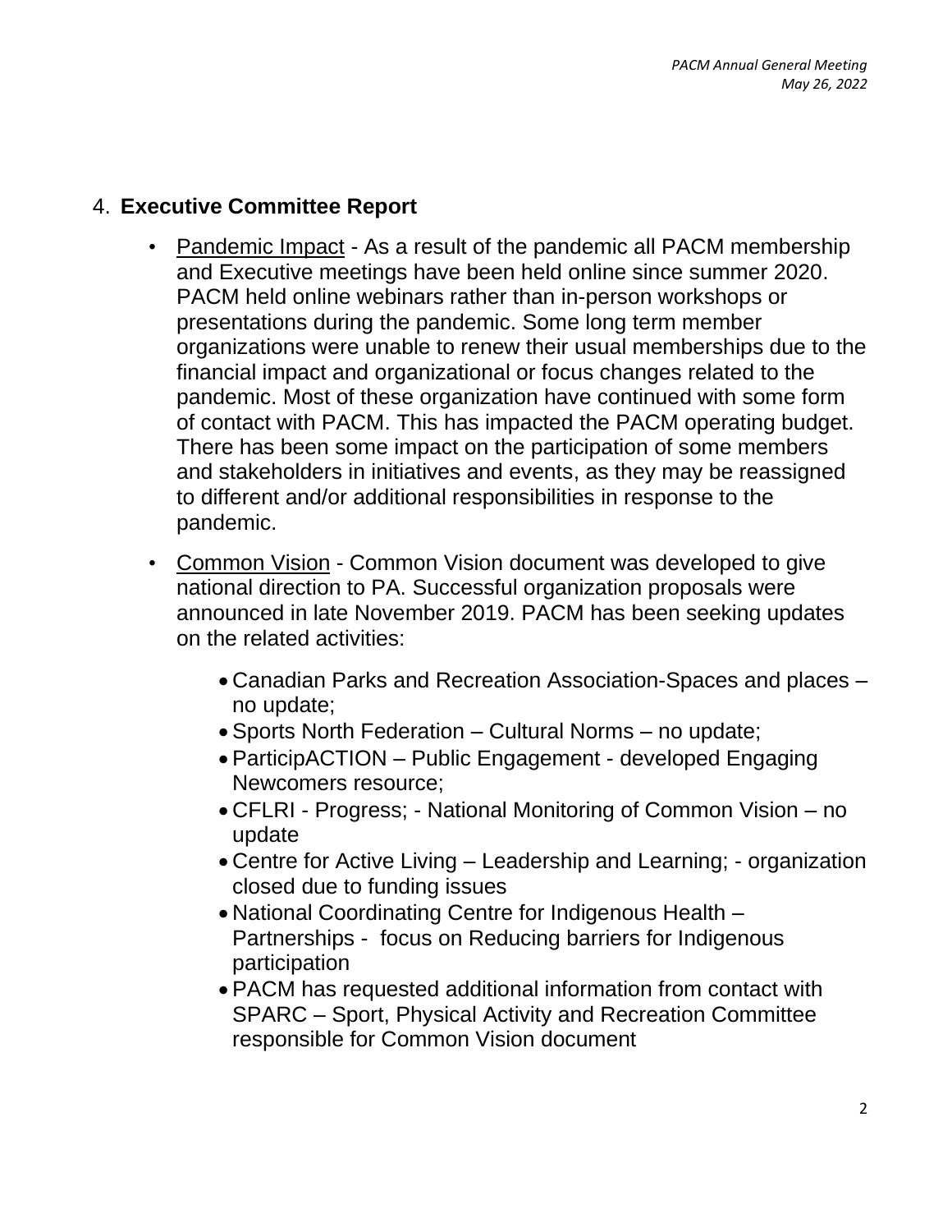## 4. **Executive Committee Report**

- Pandemic Impact - As a result of the pandemic all PACM membership and Executive meetings have been held online since summer 2020. PACM held online webinars rather than in-person workshops or presentations during the pandemic. Some long term member organizations were unable to renew their usual memberships due to the financial impact and organizational or focus changes related to the pandemic. Most of these organization have continued with some form of contact with PACM. This has impacted the PACM operating budget. There has been some impact on the participation of some members and stakeholders in initiatives and events, as they may be reassigned to different and/or additional responsibilities in response to the pandemic.
- Common Vision - Common Vision document was developed to give national direction to PA. Successful organization proposals were announced in late November 2019. PACM has been seeking updates on the related activities:
  - Canadian Parks and Recreation Association-Spaces and places – no update;
  - Sports North Federation – Cultural Norms – no update;
  - ParticipACTION – Public Engagement - developed Engaging Newcomers resource;
  - CFLRI - Progress; - National Monitoring of Common Vision – no update
  - Centre for Active Living – Leadership and Learning; - organization closed due to funding issues
  - National Coordinating Centre for Indigenous Health – Partnerships - focus on Reducing barriers for Indigenous participation
  - PACM has requested additional information from contact with SPARC – Sport, Physical Activity and Recreation Committee responsible for Common Vision document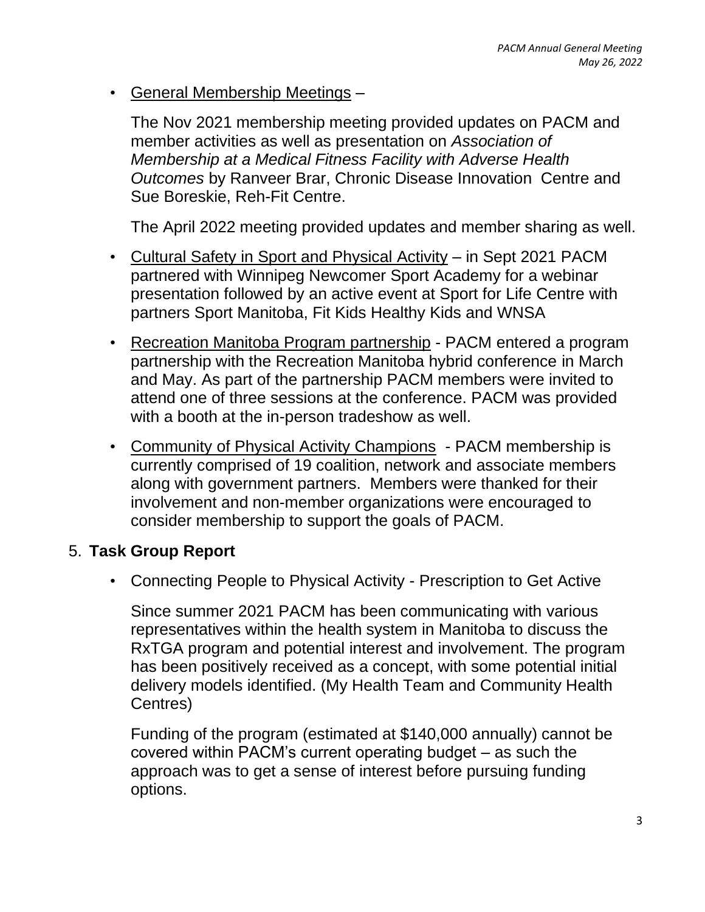- General Membership Meetings –

  The Nov 2021 membership meeting provided updates on PACM and member activities as well as presentation on *Association of Membership at a Medical Fitness Facility with Adverse Health Outcomes* by Ranveer Brar, Chronic Disease Innovation Centre and Sue Boreskie, Reh-Fit Centre.

  The April 2022 meeting provided updates and member sharing as well.

- Cultural Safety in Sport and Physical Activity – in Sept 2021 PACM partnered with Winnipeg Newcomer Sport Academy for a webinar presentation followed by an active event at Sport for Life Centre with partners Sport Manitoba, Fit Kids Healthy Kids and WNSA

- Recreation Manitoba Program partnership - PACM entered a program partnership with the Recreation Manitoba hybrid conference in March and May. As part of the partnership PACM members were invited to attend one of three sessions at the conference. PACM was provided with a booth at the in-person tradeshow as well.

- Community of Physical Activity Champions - PACM membership is currently comprised of 19 coalition, network and associate members along with government partners. Members were thanked for their involvement and non-member organizations were encouraged to consider membership to support the goals of PACM.

5. **Task Group Report**

- Connecting People to Physical Activity - Prescription to Get Active

  Since summer 2021 PACM has been communicating with various representatives within the health system in Manitoba to discuss the RxTGA program and potential interest and involvement. The program has been positively received as a concept, with some potential initial delivery models identified. (My Health Team and Community Health Centres)

  Funding of the program (estimated at $140,000 annually) cannot be covered within PACM's current operating budget – as such the approach was to get a sense of interest before pursuing funding options.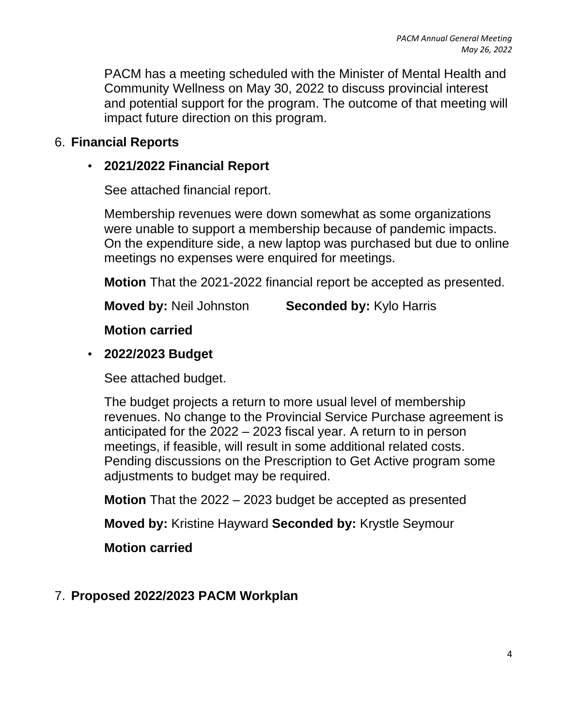PACM has a meeting scheduled with the Minister of Mental Health and Community Wellness on May 30, 2022 to discuss provincial interest and potential support for the program. The outcome of that meeting will impact future direction on this program.

6. **Financial Reports**

- **2021/2022 Financial Report**

  See attached financial report.

  Membership revenues were down somewhat as some organizations were unable to support a membership because of pandemic impacts. On the expenditure side, a new laptop was purchased but due to online meetings no expenses were enquired for meetings.

  **Motion** That the 2021-2022 financial report be accepted as presented.

  **Moved by:** Neil Johnston **Seconded by:** Kylo Harris

  **Motion carried**

- **2022/2023 Budget**

  See attached budget.

  The budget projects a return to more usual level of membership revenues. No change to the Provincial Service Purchase agreement is anticipated for the 2022 – 2023 fiscal year. A return to in person meetings, if feasible, will result in some additional related costs. Pending discussions on the Prescription to Get Active program some adjustments to budget may be required.

  **Motion** That the 2022 – 2023 budget be accepted as presented

  **Moved by:** Kristine Hayward **Seconded by:** Krystle Seymour

  **Motion carried**

7. **Proposed 2022/2023 PACM Workplan**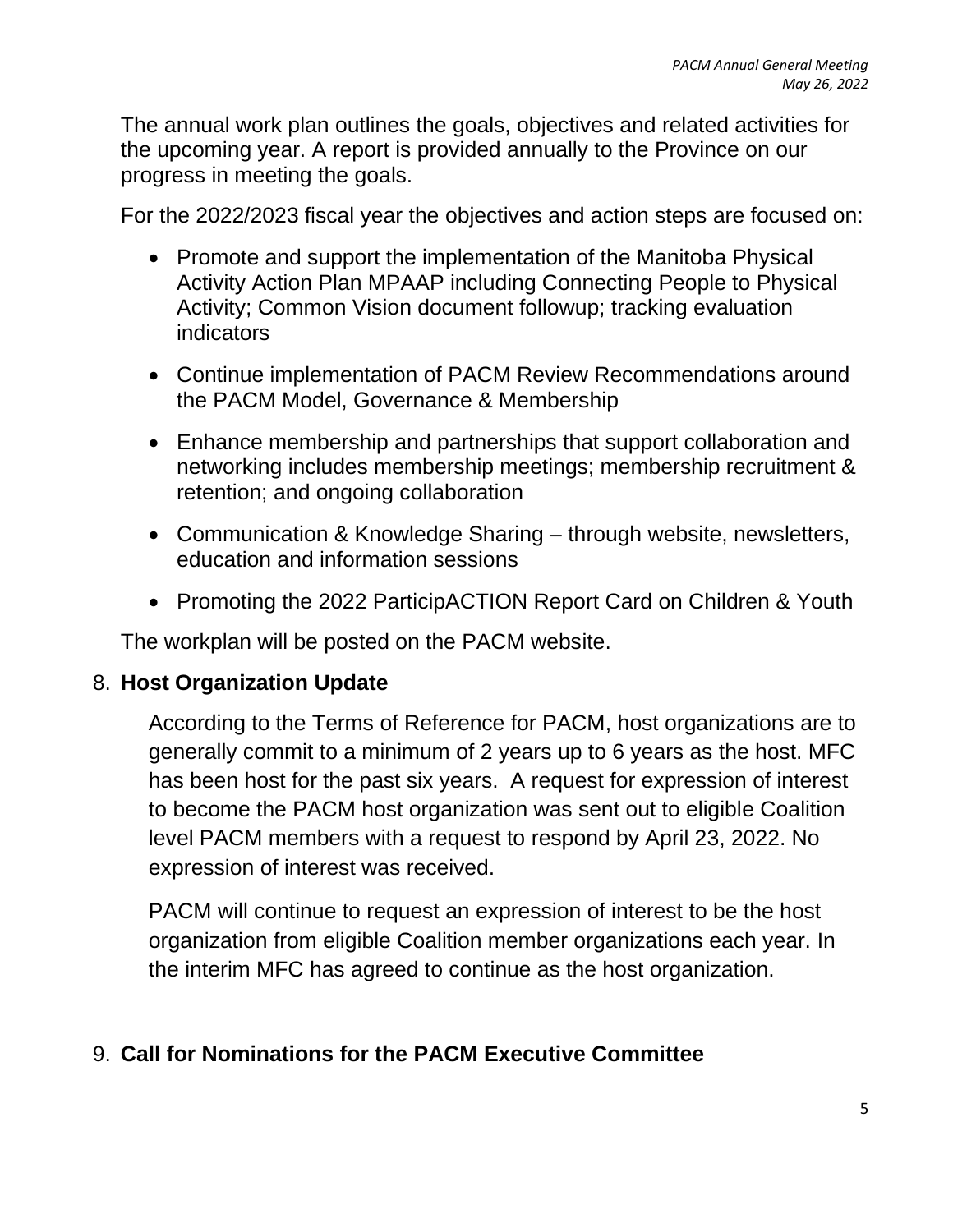The annual work plan outlines the goals, objectives and related activities for the upcoming year. A report is provided annually to the Province on our progress in meeting the goals.

For the 2022/2023 fiscal year the objectives and action steps are focused on:

- Promote and support the implementation of the Manitoba Physical Activity Action Plan MPAAP including Connecting People to Physical Activity; Common Vision document followup; tracking evaluation indicators
- Continue implementation of PACM Review Recommendations around the PACM Model, Governance & Membership
- Enhance membership and partnerships that support collaboration and networking includes membership meetings; membership recruitment & retention; and ongoing collaboration
- Communication & Knowledge Sharing – through website, newsletters, education and information sessions
- Promoting the 2022 ParticipACTION Report Card on Children & Youth

The workplan will be posted on the PACM website.

8. **Host Organization Update**

   According to the Terms of Reference for PACM, host organizations are to generally commit to a minimum of 2 years up to 6 years as the host. MFC has been host for the past six years. A request for expression of interest to become the PACM host organization was sent out to eligible Coalition level PACM members with a request to respond by April 23, 2022. No expression of interest was received.

   PACM will continue to request an expression of interest to be the host organization from eligible Coalition member organizations each year. In the interim MFC has agreed to continue as the host organization.

9. **Call for Nominations for the PACM Executive Committee**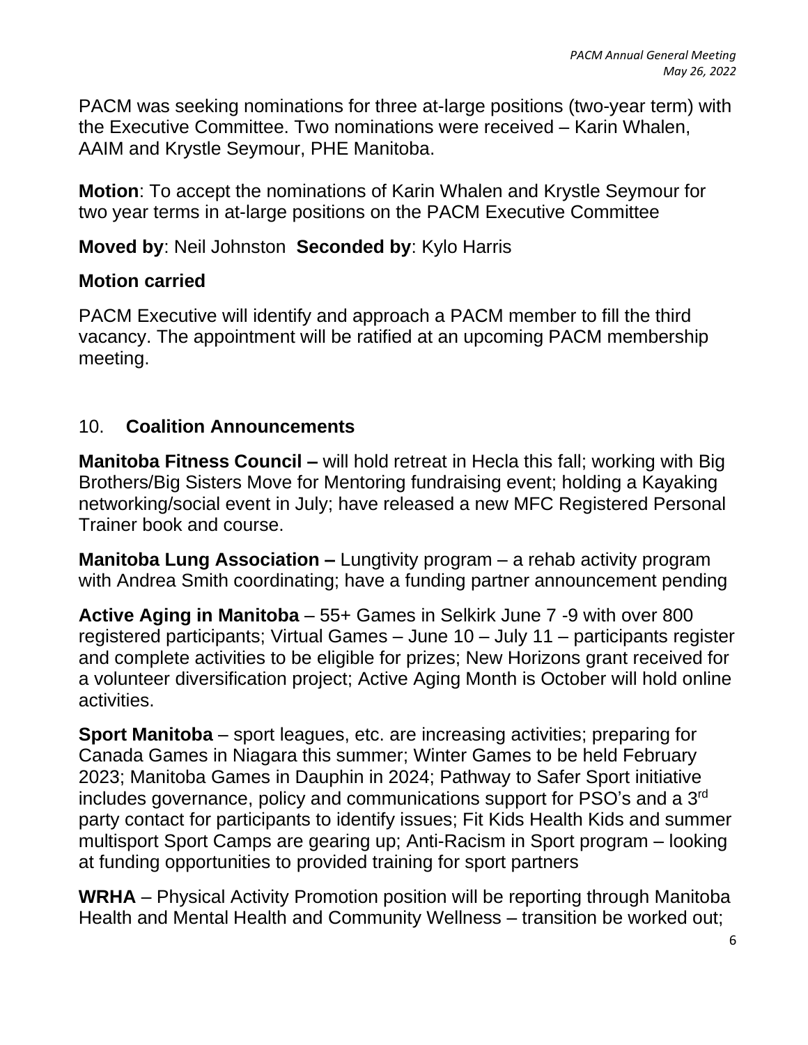PACM was seeking nominations for three at-large positions (two-year term) with the Executive Committee. Two nominations were received – Karin Whalen, AAIM and Krystle Seymour, PHE Manitoba.

**Motion**: To accept the nominations of Karin Whalen and Krystle Seymour for two year terms in at-large positions on the PACM Executive Committee

**Moved by**: Neil Johnston **Seconded by**: Kylo Harris

**Motion carried**

PACM Executive will identify and approach a PACM member to fill the third vacancy. The appointment will be ratified at an upcoming PACM membership meeting.

## 10. **Coalition Announcements**

**Manitoba Fitness Council –** will hold retreat in Hecla this fall; working with Big Brothers/Big Sisters Move for Mentoring fundraising event; holding a Kayaking networking/social event in July; have released a new MFC Registered Personal Trainer book and course.

**Manitoba Lung Association –** Lungtivity program – a rehab activity program with Andrea Smith coordinating; have a funding partner announcement pending

**Active Aging in Manitoba** – 55+ Games in Selkirk June 7 -9 with over 800 registered participants; Virtual Games – June 10 – July 11 – participants register and complete activities to be eligible for prizes; New Horizons grant received for a volunteer diversification project; Active Aging Month is October will hold online activities.

**Sport Manitoba** – sport leagues, etc. are increasing activities; preparing for Canada Games in Niagara this summer; Winter Games to be held February 2023; Manitoba Games in Dauphin in 2024; Pathway to Safer Sport initiative includes governance, policy and communications support for PSO's and a 3rd party contact for participants to identify issues; Fit Kids Health Kids and summer multisport Sport Camps are gearing up; Anti-Racism in Sport program – looking at funding opportunities to provided training for sport partners

**WRHA** – Physical Activity Promotion position will be reporting through Manitoba Health and Mental Health and Community Wellness – transition be worked out;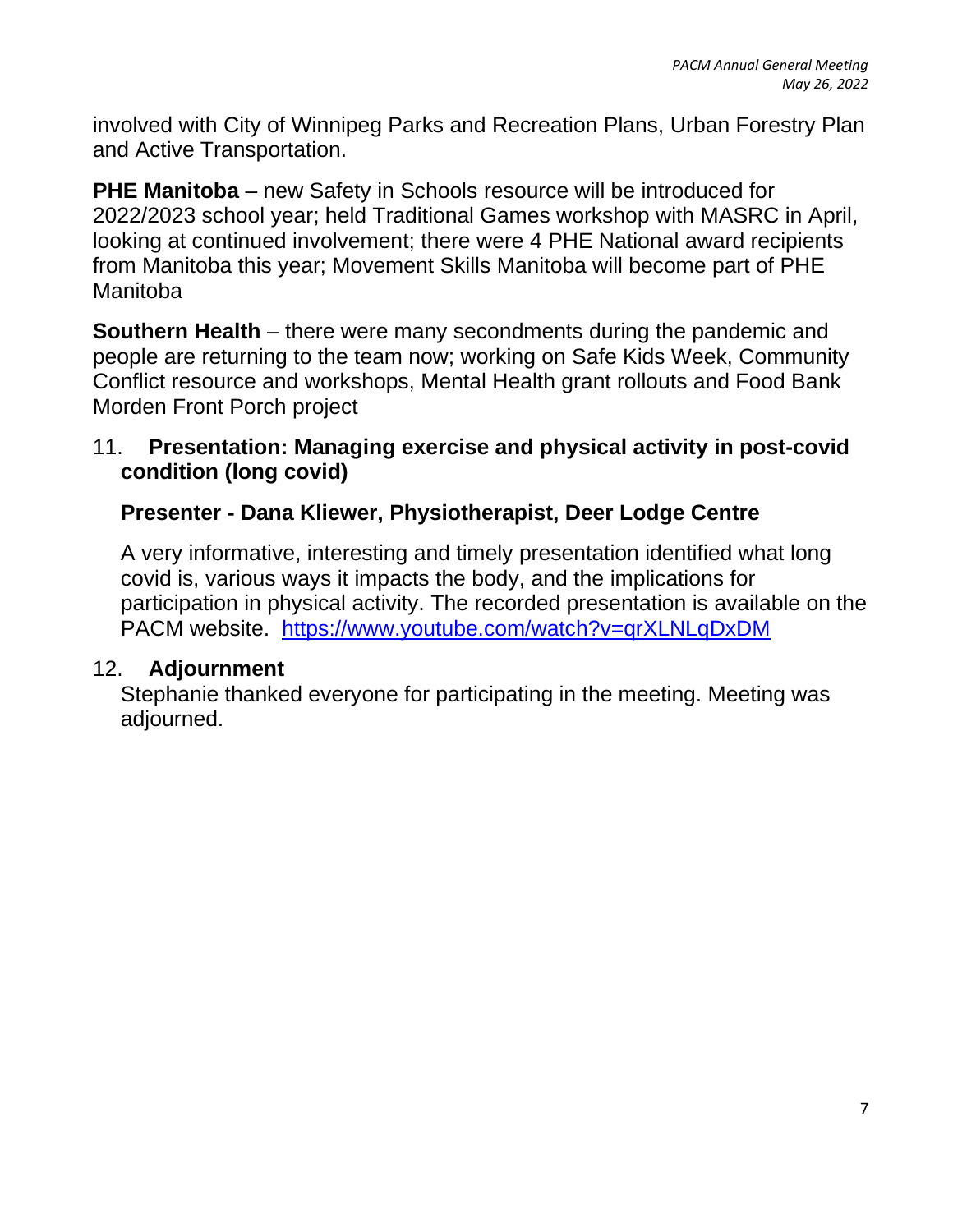involved with City of Winnipeg Parks and Recreation Plans, Urban Forestry Plan and Active Transportation.

**PHE Manitoba** – new Safety in Schools resource will be introduced for 2022/2023 school year; held Traditional Games workshop with MASRC in April, looking at continued involvement; there were 4 PHE National award recipients from Manitoba this year; Movement Skills Manitoba will become part of PHE Manitoba

**Southern Health** – there were many secondments during the pandemic and people are returning to the team now; working on Safe Kids Week, Community Conflict resource and workshops, Mental Health grant rollouts and Food Bank Morden Front Porch project

11. **Presentation: Managing exercise and physical activity in post-covid condition (long covid)**

    **Presenter - Dana Kliewer, Physiotherapist, Deer Lodge Centre**

    A very informative, interesting and timely presentation identified what long covid is, various ways it impacts the body, and the implications for participation in physical activity. The recorded presentation is available on the PACM website. https://www.youtube.com/watch?v=qrXLNLqDxDM

12. **Adjournment**

    Stephanie thanked everyone for participating in the meeting. Meeting was adjourned.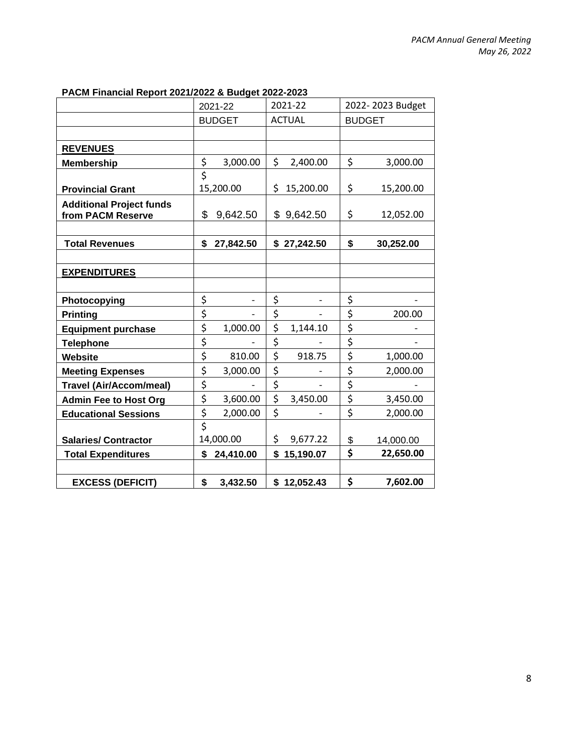**PACM Financial Report 2021/2022 & Budget 2022-2023**

| | 2021-22 | 2021-22 | 2022- 2023 Budget |
|---|---|---|---|
| | BUDGET | ACTUAL | BUDGET |
| | | | |
| **REVENUES** | | | |
| **Membership** | $ 3,000.00 | $ 2,400.00 | $ 3,000.00 |
| **Provincial Grant** | $ 15,200.00 | $ 15,200.00 | $ 15,200.00 |
| **Additional Project funds from PACM Reserve** | $ 9,642.50 | $ 9,642.50 | $ 12,052.00 |
| | | | |
| **Total Revenues** | **$ 27,842.50** | **$ 27,242.50** | **$ 30,252.00** |
| | | | |
| **EXPENDITURES** | | | |
| | | | |
| **Photocopying** | $ - | $ - | $ - |
| **Printing** | $ - | $ - | $ 200.00 |
| **Equipment purchase** | $ 1,000.00 | $ 1,144.10 | $ - |
| **Telephone** | $ - | $ - | $ - |
| **Website** | $ 810.00 | $ 918.75 | $ 1,000.00 |
| **Meeting Expenses** | $ 3,000.00 | $ - | $ 2,000.00 |
| **Travel (Air/Accom/meal)** | $ - | $ - | $ - |
| **Admin Fee to Host Org** | $ 3,600.00 | $ 3,450.00 | $ 3,450.00 |
| **Educational Sessions** | $ 2,000.00 | $ - | $ 2,000.00 |
| **Salaries/ Contractor** | $ 14,000.00 | $ 9,677.22 | $ 14,000.00 |
| **Total Expenditures** | **$ 24,410.00** | **$ 15,190.07** | **$ 22,650.00** |
| | | | |
| **EXCESS (DEFICIT)** | **$ 3,432.50** | **$ 12,052.43** | **$ 7,602.00** |